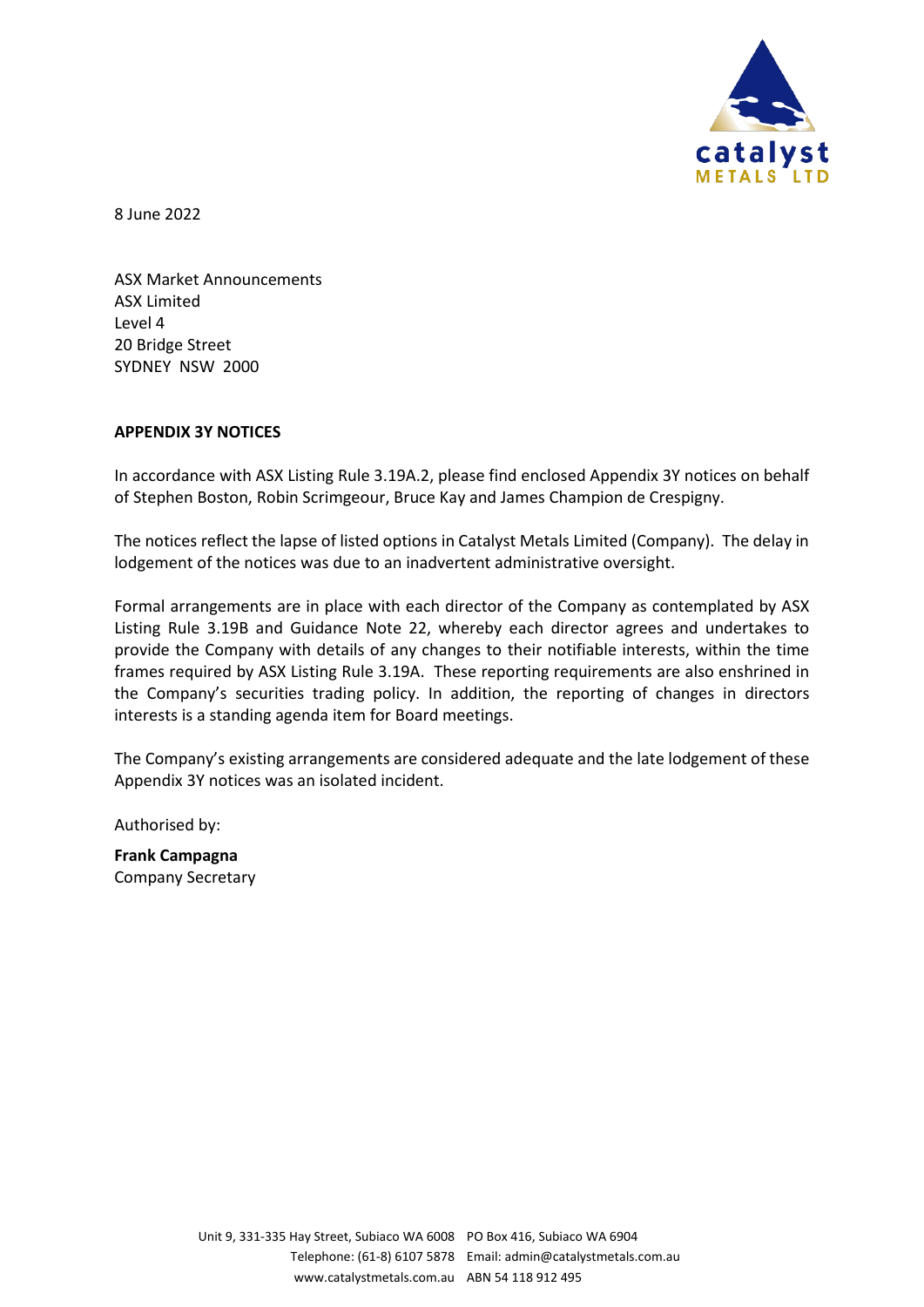8 June 2022

ASX Market Announcements
ASX Limited
Level 4
20 Bridge Street
SYDNEY NSW 2000

**APPENDIX 3Y NOTICES**

In accordance with ASX Listing Rule 3.19A.2, please find enclosed Appendix 3Y notices on behalf of Stephen Boston, Robin Scrimgeour, Bruce Kay and James Champion de Crespigny.

The notices reflect the lapse of listed options in Catalyst Metals Limited (Company). The delay in lodgement of the notices was due to an inadvertent administrative oversight.

Formal arrangements are in place with each director of the Company as contemplated by ASX Listing Rule 3.19B and Guidance Note 22, whereby each director agrees and undertakes to provide the Company with details of any changes to their notifiable interests, within the time frames required by ASX Listing Rule 3.19A. These reporting requirements are also enshrined in the Company's securities trading policy. In addition, the reporting of changes in directors interests is a standing agenda item for Board meetings.

The Company's existing arrangements are considered adequate and the late lodgement of these Appendix 3Y notices was an isolated incident.

Authorised by:

**Frank Campagna**
Company Secretary

Unit 9, 331-335 Hay Street, Subiaco WA 6008 PO Box 416, Subiaco WA 6904
Telephone: (61-8) 6107 5878 Email: admin@catalystmetals.com.au
www.catalystmetals.com.au ABN 54 118 912 495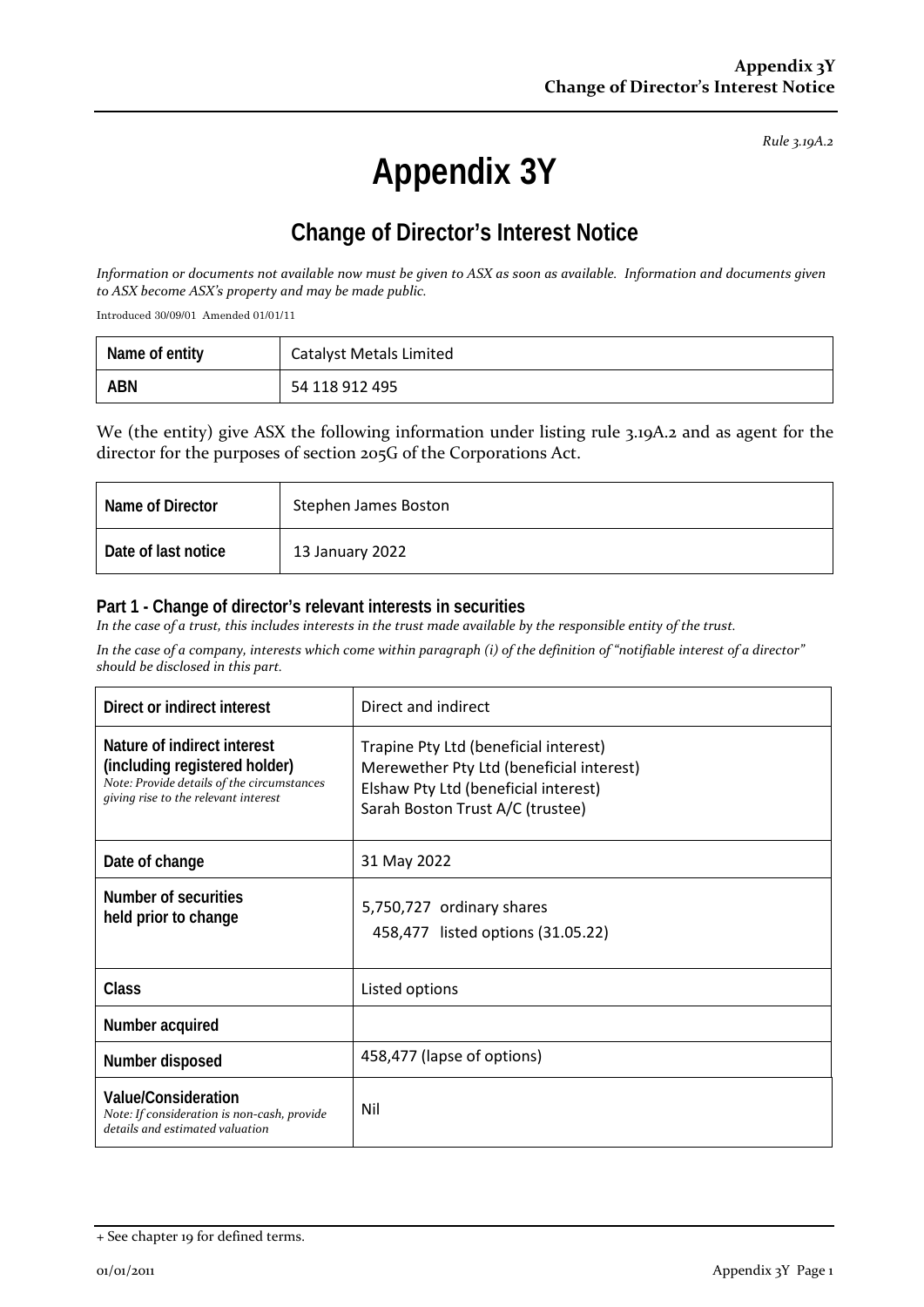# Appendix 3Y

*Rule 3.19A.2*

## Change of Director's Interest Notice

*Information or documents not available now must be given to ASX as soon as available. Information and documents given to ASX become ASX's property and may be made public.*

Introduced 30/09/01 Amended 01/01/11

| Name of entity | Catalyst Metals Limited |
|---|---|
| ABN | 54 118 912 495 |

We (the entity) give ASX the following information under listing rule 3.19A.2 and as agent for the director for the purposes of section 205G of the Corporations Act.

| Name of Director | Stephen James Boston |
|---|---|
| Date of last notice | 13 January 2022 |

### Part 1 - Change of director's relevant interests in securities

*In the case of a trust, this includes interests in the trust made available by the responsible entity of the trust.*

*In the case of a company, interests which come within paragraph (i) of the definition of "notifiable interest of a director" should be disclosed in this part.*

| Direct or indirect interest | Direct and indirect |
|---|---|
| **Nature of indirect interest (including registered holder)** *Note: Provide details of the circumstances giving rise to the relevant interest* | Trapine Pty Ltd (beneficial interest)<br>Merewether Pty Ltd (beneficial interest)<br>Elshaw Pty Ltd (beneficial interest)<br>Sarah Boston Trust A/C (trustee) |
| **Date of change** | 31 May 2022 |
| **Number of securities held prior to change** | 5,750,727 ordinary shares<br>458,477 listed options (31.05.22) |
| **Class** | Listed options |
| **Number acquired** | |
| **Number disposed** | 458,477 (lapse of options) |
| **Value/Consideration** *Note: If consideration is non-cash, provide details and estimated valuation* | Nil |

+ See chapter 19 for defined terms.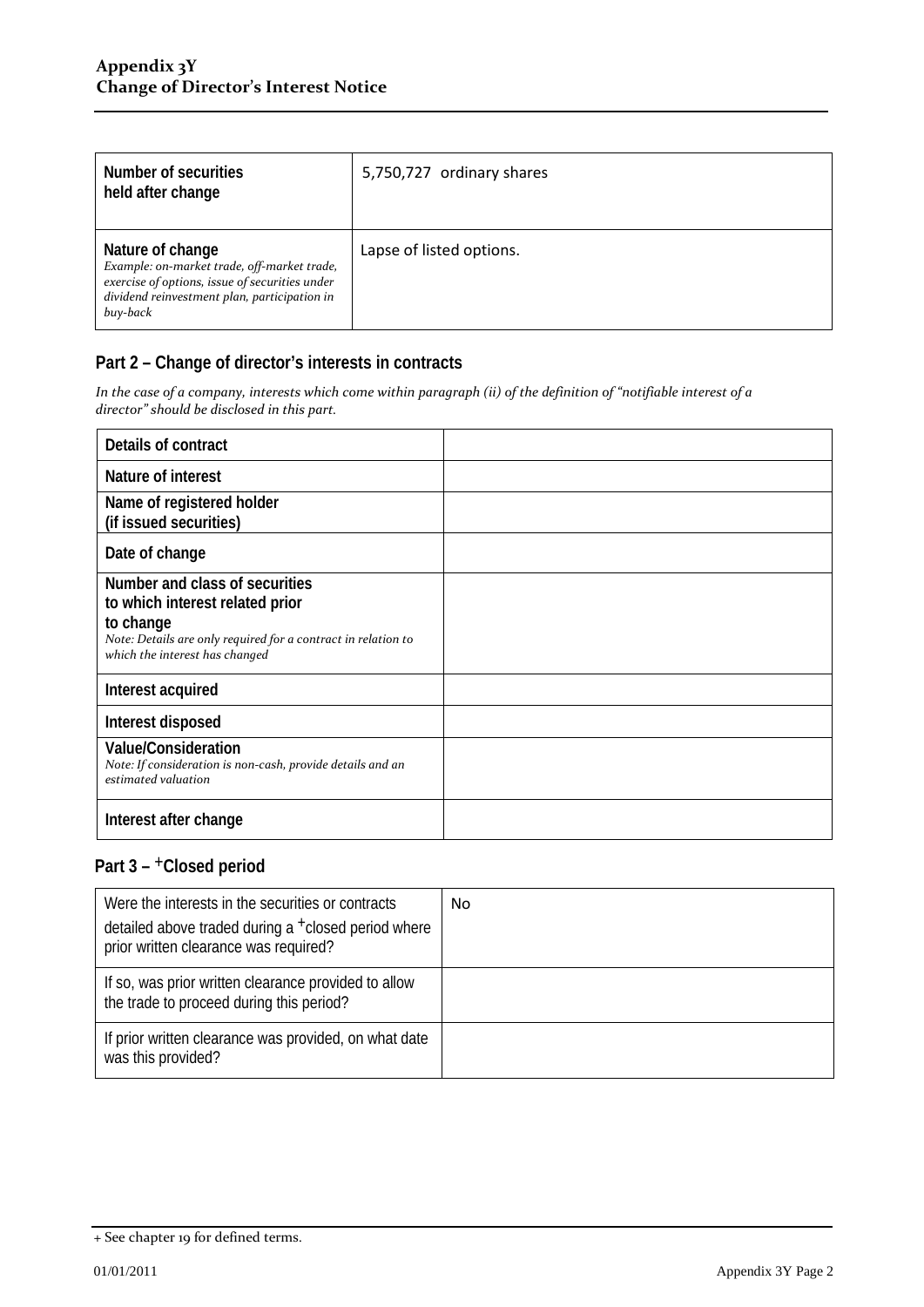| Number of securities held after change | 5,750,727 ordinary shares |
|---|---|
| **Nature of change** *Example: on-market trade, off-market trade, exercise of options, issue of securities under dividend reinvestment plan, participation in buy-back* | Lapse of listed options. |

## Part 2 – Change of director's interests in contracts

*In the case of a company, interests which come within paragraph (ii) of the definition of "notifiable interest of a director" should be disclosed in this part.*

| Details of contract | |
|---|---|
| Nature of interest | |
| Name of registered holder (if issued securities) | |
| Date of change | |
| Number and class of securities to which interest related prior to change *Note: Details are only required for a contract in relation to which the interest has changed* | |
| Interest acquired | |
| Interest disposed | |
| Value/Consideration *Note: If consideration is non-cash, provide details and an estimated valuation* | |
| Interest after change | |

## Part 3 – +Closed period

| Were the interests in the securities or contracts detailed above traded during a +closed period where prior written clearance was required? | No |
|---|---|
| If so, was prior written clearance provided to allow the trade to proceed during this period? | |
| If prior written clearance was provided, on what date was this provided? | |

+ See chapter 19 for defined terms.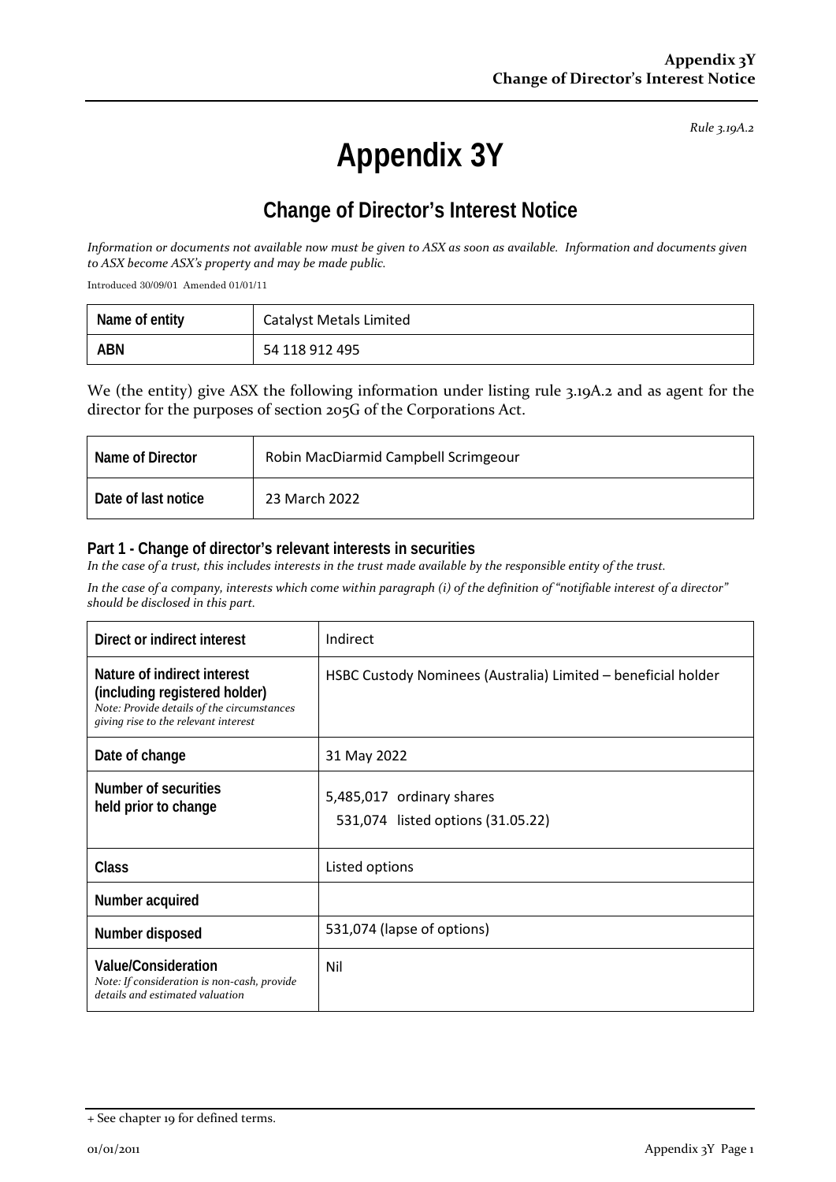*Rule 3.19A.2*

# Appendix 3Y

## Change of Director's Interest Notice

*Information or documents not available now must be given to ASX as soon as available. Information and documents given to ASX become ASX's property and may be made public.*

Introduced 30/09/01 Amended 01/01/11

| Name of entity | Catalyst Metals Limited |
|---|---|
| ABN | 54 118 912 495 |

We (the entity) give ASX the following information under listing rule 3.19A.2 and as agent for the director for the purposes of section 205G of the Corporations Act.

| Name of Director | Robin MacDiarmid Campbell Scrimgeour |
|---|---|
| Date of last notice | 23 March 2022 |

### Part 1 - Change of director's relevant interests in securities

*In the case of a trust, this includes interests in the trust made available by the responsible entity of the trust.*

*In the case of a company, interests which come within paragraph (i) of the definition of "notifiable interest of a director" should be disclosed in this part.*

| Direct or indirect interest | Indirect |
|---|---|
| **Nature of indirect interest (including registered holder)** *Note: Provide details of the circumstances giving rise to the relevant interest* | HSBC Custody Nominees (Australia) Limited – beneficial holder |
| **Date of change** | 31 May 2022 |
| **Number of securities held prior to change** | 5,485,017 ordinary shares<br>531,074 listed options (31.05.22) |
| **Class** | Listed options |
| **Number acquired** | |
| **Number disposed** | 531,074 (lapse of options) |
| **Value/Consideration** *Note: If consideration is non-cash, provide details and estimated valuation* | Nil |

+ See chapter 19 for defined terms.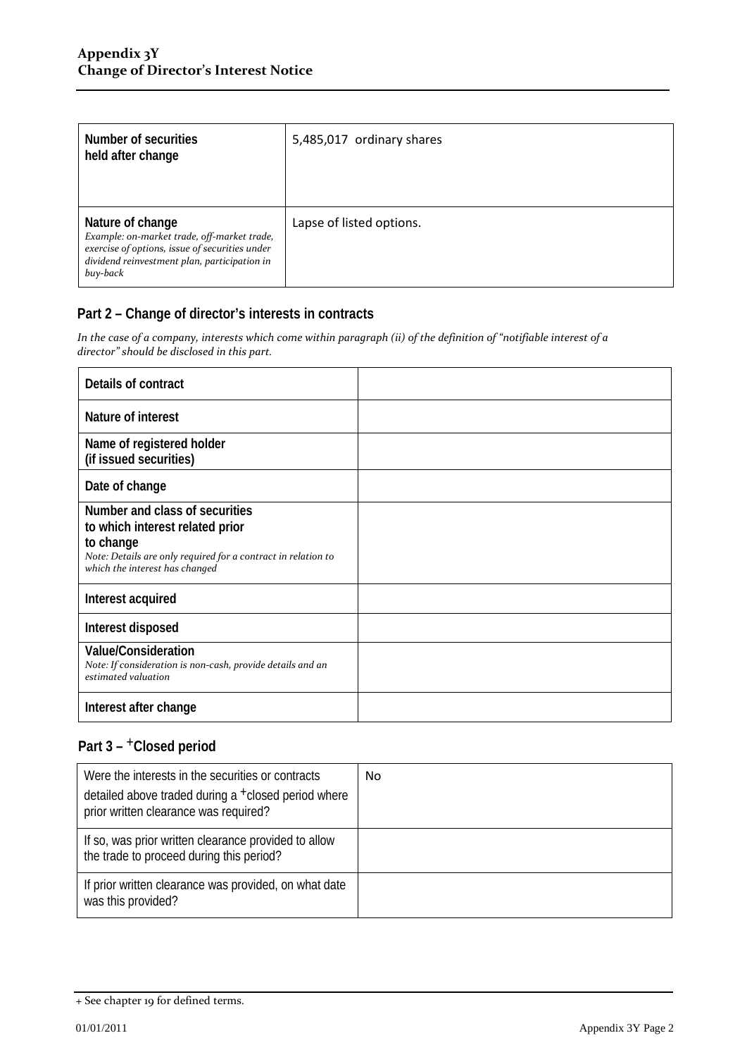| Number of securities held after change | 5,485,017 ordinary shares |
|---|---|
| **Nature of change** *Example: on-market trade, off-market trade, exercise of options, issue of securities under dividend reinvestment plan, participation in buy-back* | Lapse of listed options. |

## Part 2 – Change of director's interests in contracts

*In the case of a company, interests which come within paragraph (ii) of the definition of "notifiable interest of a director" should be disclosed in this part.*

| Details of contract | |
|---|---|
| **Nature of interest** | |
| **Name of registered holder (if issued securities)** | |
| **Date of change** | |
| **Number and class of securities to which interest related prior to change** *Note: Details are only required for a contract in relation to which the interest has changed* | |
| **Interest acquired** | |
| **Interest disposed** | |
| **Value/Consideration** *Note: If consideration is non-cash, provide details and an estimated valuation* | |
| **Interest after change** | |

## Part 3 – +Closed period

| Were the interests in the securities or contracts detailed above traded during a +closed period where prior written clearance was required? | No |
|---|---|
| If so, was prior written clearance provided to allow the trade to proceed during this period? | |
| If prior written clearance was provided, on what date was this provided? | |

+ See chapter 19 for defined terms.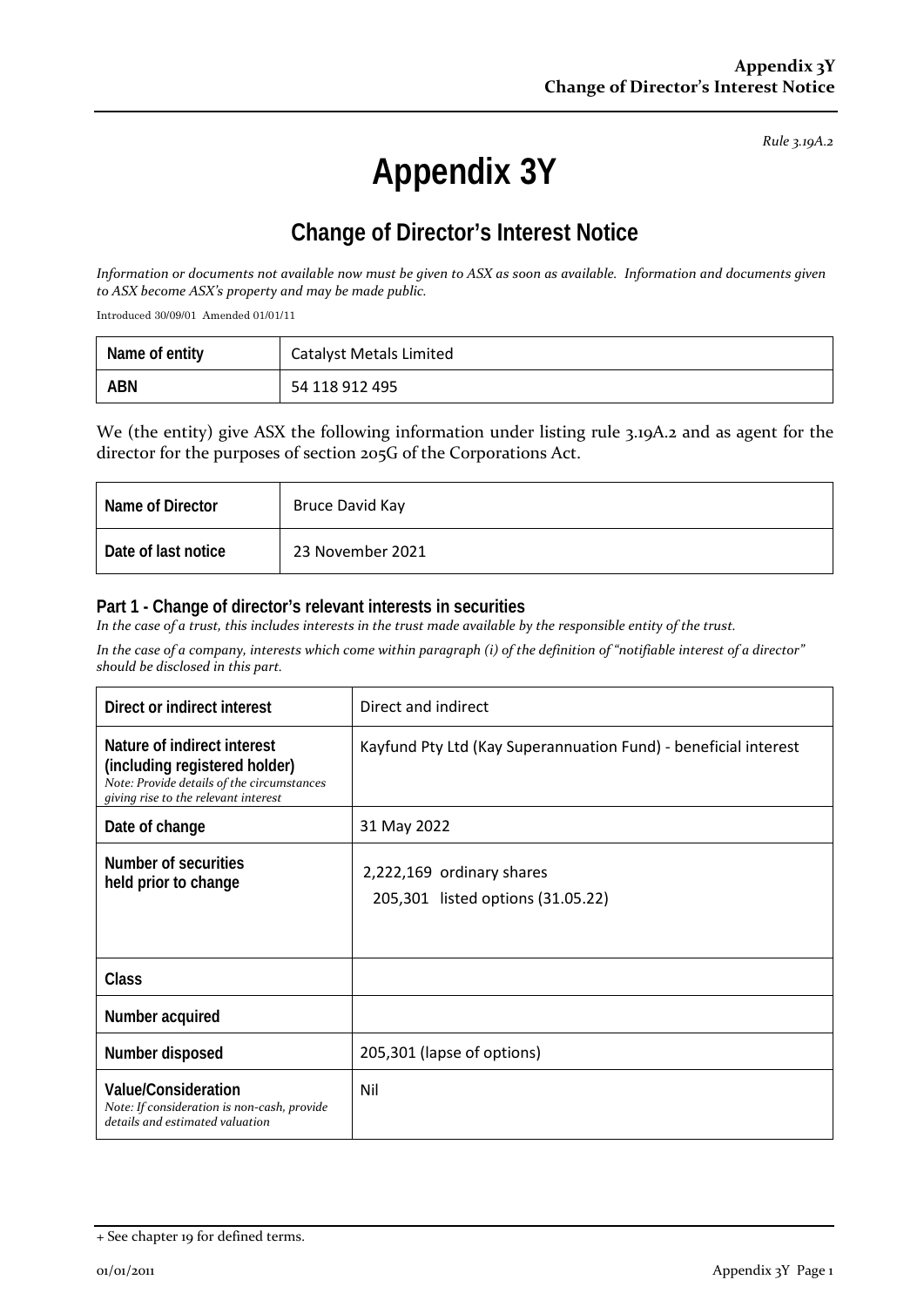*Rule 3.19A.2*

# Appendix 3Y

## Change of Director's Interest Notice

*Information or documents not available now must be given to ASX as soon as available. Information and documents given to ASX become ASX's property and may be made public.*

Introduced 30/09/01 Amended 01/01/11

| Name of entity | Catalyst Metals Limited |
|---|---|
| ABN | 54 118 912 495 |

We (the entity) give ASX the following information under listing rule 3.19A.2 and as agent for the director for the purposes of section 205G of the Corporations Act.

| Name of Director | Bruce David Kay |
|---|---|
| Date of last notice | 23 November 2021 |

### Part 1 - Change of director's relevant interests in securities

*In the case of a trust, this includes interests in the trust made available by the responsible entity of the trust.*

*In the case of a company, interests which come within paragraph (i) of the definition of "notifiable interest of a director" should be disclosed in this part.*

| Direct or indirect interest | Direct and indirect |
|---|---|
| **Nature of indirect interest (including registered holder)**<br>*Note: Provide details of the circumstances giving rise to the relevant interest* | Kayfund Pty Ltd (Kay Superannuation Fund) - beneficial interest |
| **Date of change** | 31 May 2022 |
| **Number of securities held prior to change** | 2,222,169 ordinary shares<br>205,301 listed options (31.05.22) |
| **Class** | |
| **Number acquired** | |
| **Number disposed** | 205,301 (lapse of options) |
| **Value/Consideration**<br>*Note: If consideration is non-cash, provide details and estimated valuation* | Nil |

+ See chapter 19 for defined terms.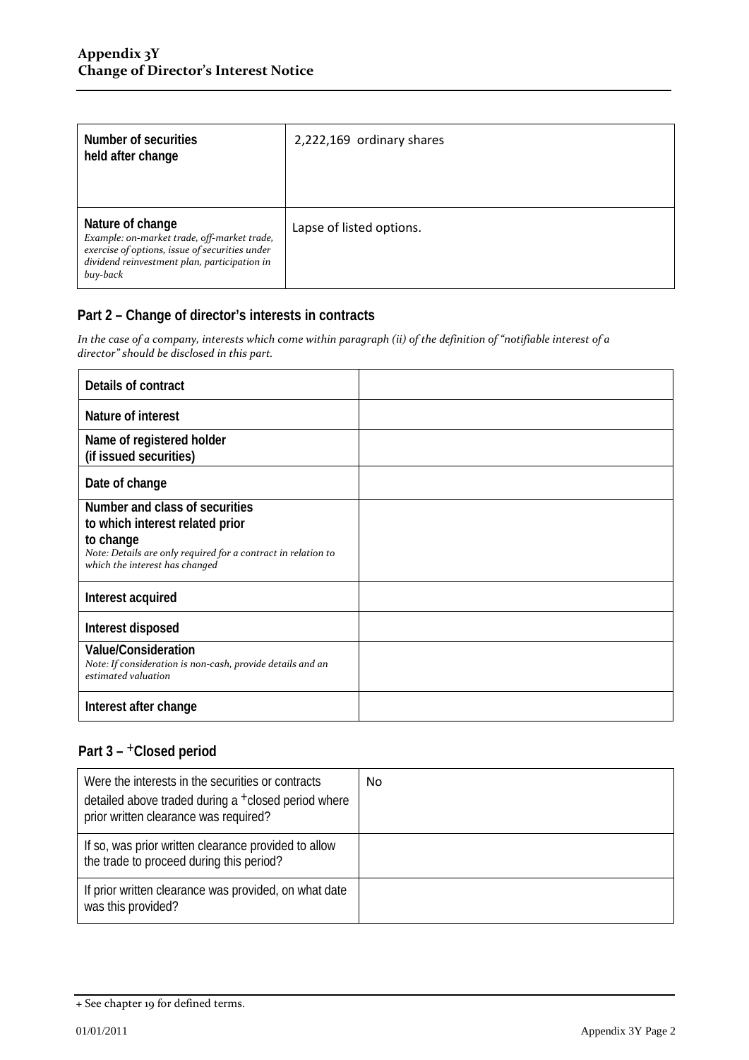| Number of securities held after change | 2,222,169 ordinary shares |
|---|---|
| Nature of change<br>*Example: on-market trade, off-market trade, exercise of options, issue of securities under dividend reinvestment plan, participation in buy-back* | Lapse of listed options. |

## Part 2 – Change of director's interests in contracts

*In the case of a company, interests which come within paragraph (ii) of the definition of "notifiable interest of a director" should be disclosed in this part.*

| Details of contract | |
|---|---|
| Nature of interest | |
| Name of registered holder (if issued securities) | |
| Date of change | |
| Number and class of securities to which interest related prior to change<br>*Note: Details are only required for a contract in relation to which the interest has changed* | |
| Interest acquired | |
| Interest disposed | |
| Value/Consideration<br>*Note: If consideration is non-cash, provide details and an estimated valuation* | |
| Interest after change | |

## Part 3 – +Closed period

| Were the interests in the securities or contracts detailed above traded during a +closed period where prior written clearance was required? | No |
|---|---|
| If so, was prior written clearance provided to allow the trade to proceed during this period? | |
| If prior written clearance was provided, on what date was this provided? | |

+ See chapter 19 for defined terms.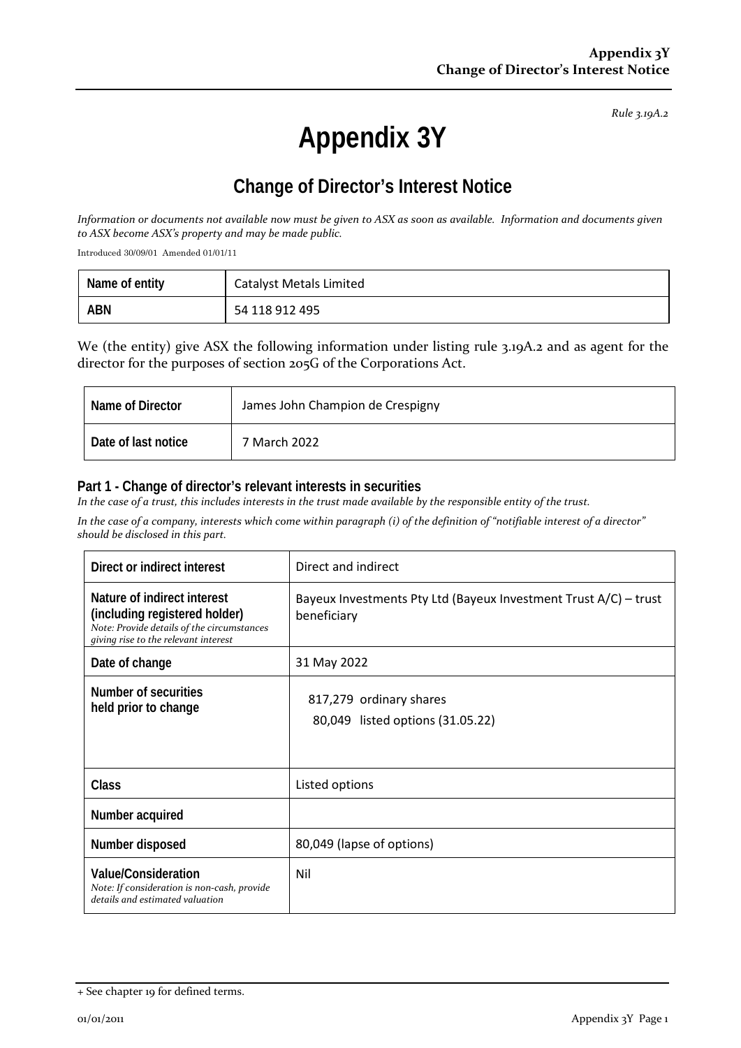*Rule 3.19A.2*

# Appendix 3Y

## Change of Director's Interest Notice

*Information or documents not available now must be given to ASX as soon as available. Information and documents given to ASX become ASX's property and may be made public.*

Introduced 30/09/01 Amended 01/01/11

| Name of entity | Catalyst Metals Limited |
|---|---|
| ABN | 54 118 912 495 |

We (the entity) give ASX the following information under listing rule 3.19A.2 and as agent for the director for the purposes of section 205G of the Corporations Act.

| Name of Director | James John Champion de Crespigny |
|---|---|
| Date of last notice | 7 March 2022 |

### Part 1 - Change of director's relevant interests in securities

*In the case of a trust, this includes interests in the trust made available by the responsible entity of the trust.*

*In the case of a company, interests which come within paragraph (i) of the definition of "notifiable interest of a director" should be disclosed in this part.*

| Direct or indirect interest | Direct and indirect |
|---|---|
| **Nature of indirect interest (including registered holder)** *Note: Provide details of the circumstances giving rise to the relevant interest* | Bayeux Investments Pty Ltd (Bayeux Investment Trust A/C) – trust beneficiary |
| **Date of change** | 31 May 2022 |
| **Number of securities held prior to change** | 817,279 ordinary shares<br>80,049 listed options (31.05.22) |
| **Class** | Listed options |
| **Number acquired** | |
| **Number disposed** | 80,049 (lapse of options) |
| **Value/Consideration** *Note: If consideration is non-cash, provide details and estimated valuation* | Nil |

+ See chapter 19 for defined terms.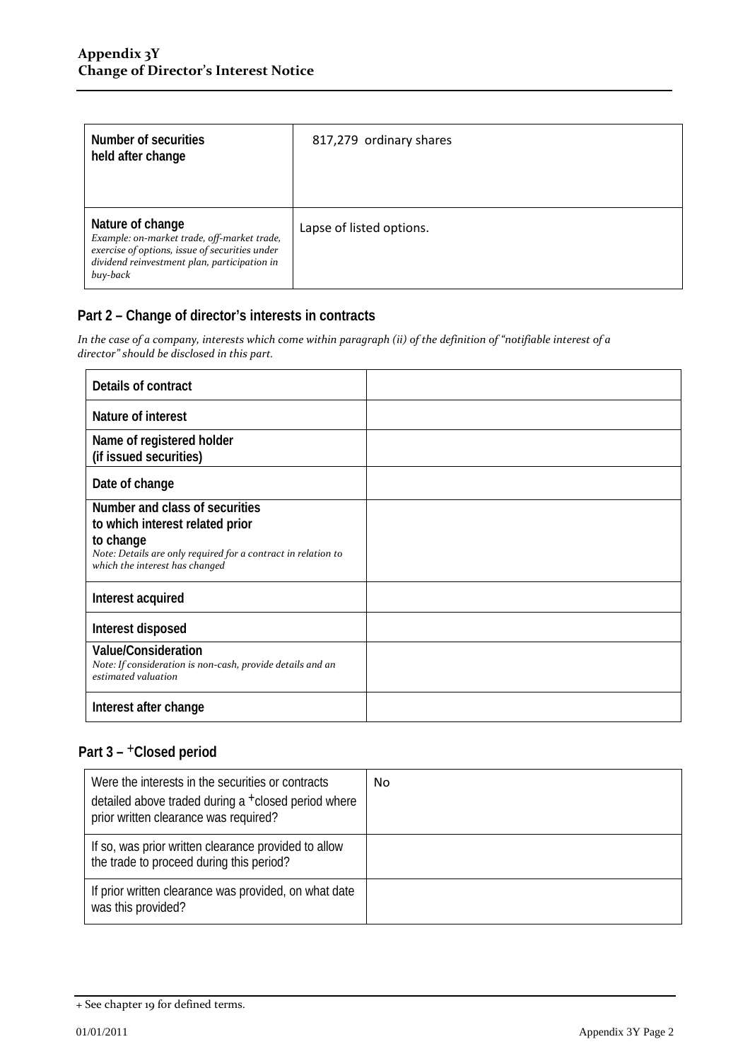| | |
|---|---|
| Number of securities held after change | 817,279 ordinary shares |
| Nature of change<br>*Example: on-market trade, off-market trade, exercise of options, issue of securities under dividend reinvestment plan, participation in buy-back* | Lapse of listed options. |

## Part 2 – Change of director's interests in contracts

*In the case of a company, interests which come within paragraph (ii) of the definition of "notifiable interest of a director" should be disclosed in this part.*

| | |
|---|---|
| Details of contract | |
| Nature of interest | |
| Name of registered holder (if issued securities) | |
| Date of change | |
| Number and class of securities to which interest related prior to change<br>*Note: Details are only required for a contract in relation to which the interest has changed* | |
| Interest acquired | |
| Interest disposed | |
| Value/Consideration<br>*Note: If consideration is non-cash, provide details and an estimated valuation* | |
| Interest after change | |

## Part 3 – +Closed period

| | |
|---|---|
| Were the interests in the securities or contracts detailed above traded during a +closed period where prior written clearance was required? | No |
| If so, was prior written clearance provided to allow the trade to proceed during this period? | |
| If prior written clearance was provided, on what date was this provided? | |

+ See chapter 19 for defined terms.